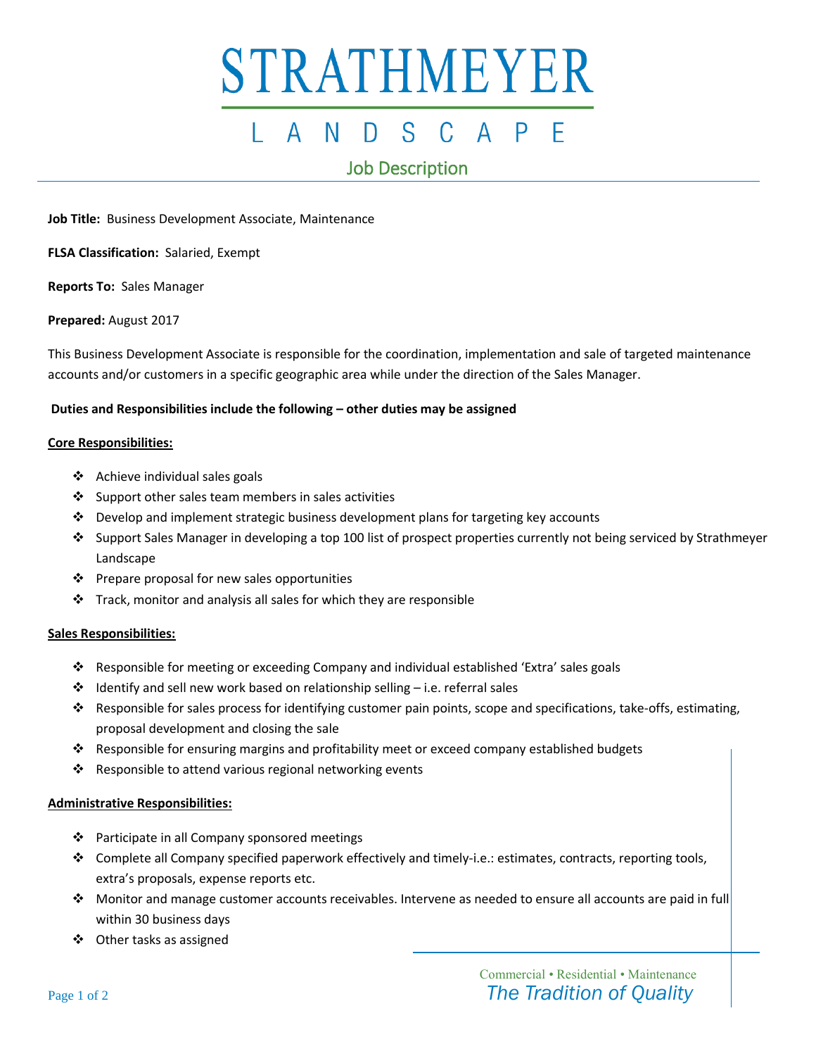# STRATHMEYER

## LANDSCAPE

## Job Description

**Job Title:** Business Development Associate, Maintenance

**FLSA Classification:** Salaried, Exempt

**Reports To:** Sales Manager

**Prepared:** August 2017

This Business Development Associate is responsible for the coordination, implementation and sale of targeted maintenance accounts and/or customers in a specific geographic area while under the direction of the Sales Manager.

**Duties and Responsibilities include the following – other duties may be assigned**

**Core Responsibilities:**

- Achieve individual sales goals
- Support other sales team members in sales activities
- Develop and implement strategic business development plans for targeting key accounts
- Support Sales Manager in developing a top 100 list of prospect properties currently not being serviced by Strathmeyer Landscape
- Prepare proposal for new sales opportunities
- Track, monitor and analysis all sales for which they are responsible

**Sales Responsibilities:**

- Responsible for meeting or exceeding Company and individual established 'Extra' sales goals
- Identify and sell new work based on relationship selling – i.e. referral sales
- Responsible for sales process for identifying customer pain points, scope and specifications, take-offs, estimating, proposal development and closing the sale
- Responsible for ensuring margins and profitability meet or exceed company established budgets
- Responsible to attend various regional networking events

**Administrative Responsibilities:**

- Participate in all Company sponsored meetings
- Complete all Company specified paperwork effectively and timely-i.e.: estimates, contracts, reporting tools, extra's proposals, expense reports etc.
- Monitor and manage customer accounts receivables. Intervene as needed to ensure all accounts are paid in full within 30 business days
- Other tasks as assigned

Commercial • Residential • Maintenance
*The Tradition of Quality*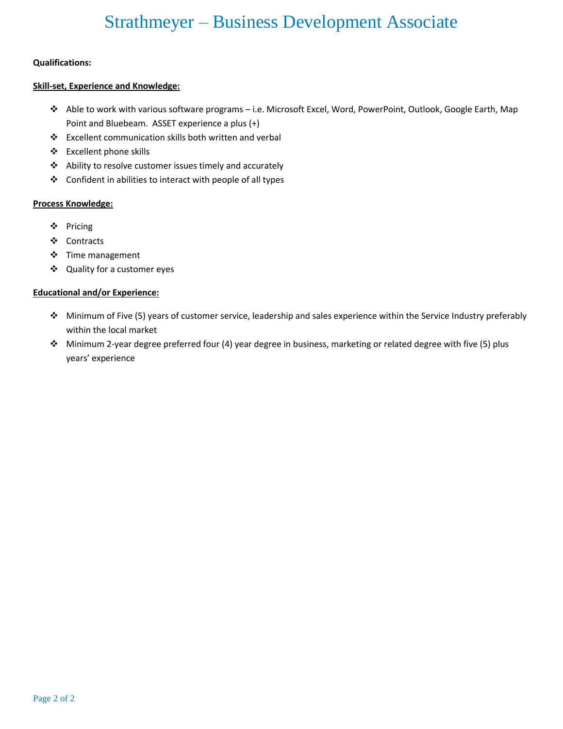# Strathmeyer – Business Development Associate

**Qualifications:**

**Skill-set, Experience and Knowledge:**

- Able to work with various software programs – i.e. Microsoft Excel, Word, PowerPoint, Outlook, Google Earth, Map Point and Bluebeam.  ASSET experience a plus (+)
- Excellent communication skills both written and verbal
- Excellent phone skills
- Ability to resolve customer issues timely and accurately
- Confident in abilities to interact with people of all types

**Process Knowledge:**

- Pricing
- Contracts
- Time management
- Quality for a customer eyes

**Educational and/or Experience:**

- Minimum of Five (5) years of customer service, leadership and sales experience within the Service Industry preferably within the local market
- Minimum 2-year degree preferred four (4) year degree in business, marketing or related degree with five (5) plus years' experience